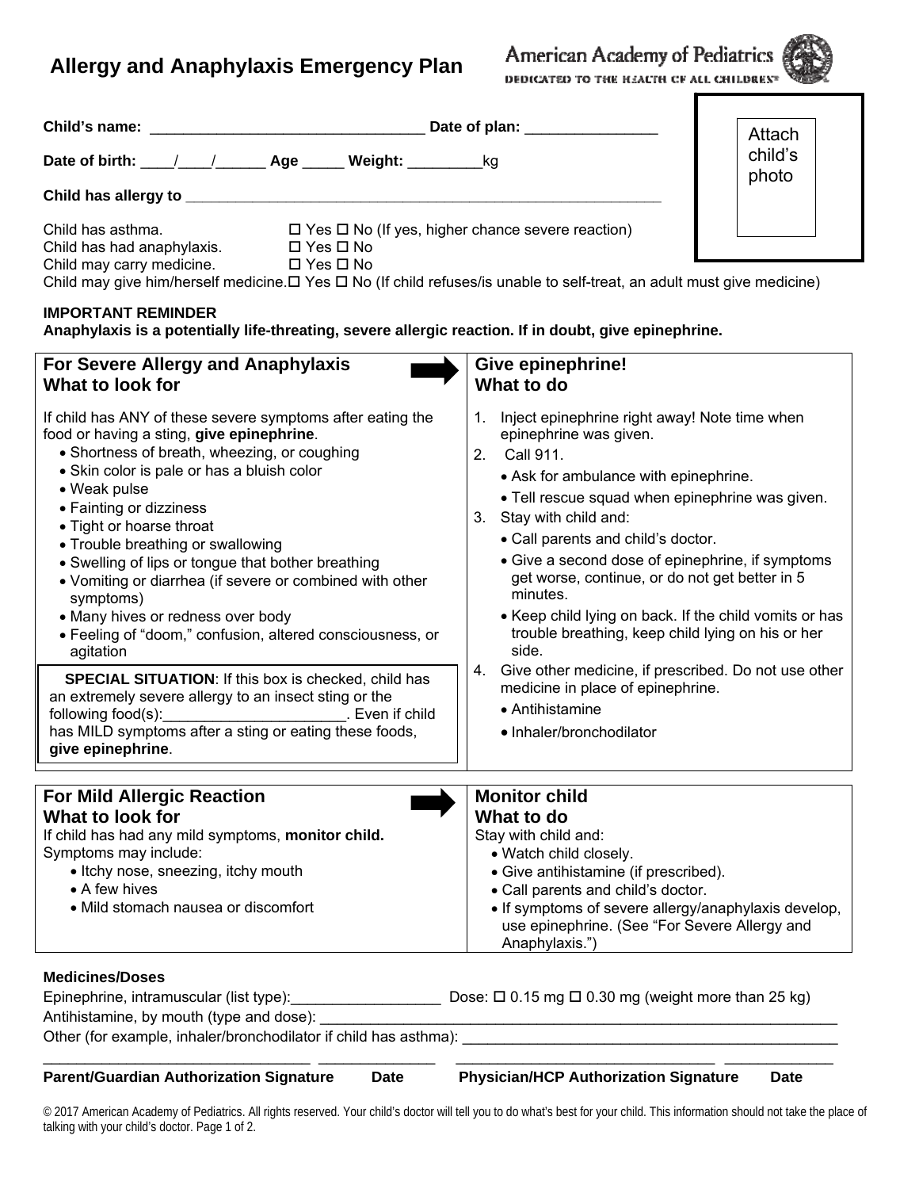# Allergy and Anaphylaxis Emergency Plan

American Academy of Pediatrics
DEDICATED TO THE HEALTH OF ALL CHILDREN™

**Child's name:** ________________________________ **Date of plan:** ________________

**Date of birth:** ____/____/______ **Age** _____ **Weight:** _________kg

**Child has allergy to** ____________________________________________________________

Attach child's photo

Child has asthma. ☐ Yes ☐ No (If yes, higher chance severe reaction)
Child has had anaphylaxis. ☐ Yes ☐ No
Child may carry medicine. ☐ Yes ☐ No
Child may give him/herself medicine. ☐ Yes ☐ No (If child refuses/is unable to self-treat, an adult must give medicine)

**IMPORTANT REMINDER**
**Anaphylaxis is a potentially life-threating, severe allergic reaction. If in doubt, give epinephrine.**

## For Severe Allergy and Anaphylaxis — What to look for

If child has ANY of these severe symptoms after eating the food or having a sting, **give epinephrine**.

- Shortness of breath, wheezing, or coughing
- Skin color is pale or has a bluish color
- Weak pulse
- Fainting or dizziness
- Tight or hoarse throat
- Trouble breathing or swallowing
- Swelling of lips or tongue that bother breathing
- Vomiting or diarrhea (if severe or combined with other symptoms)
- Many hives or redness over body
- Feeling of "doom," confusion, altered consciousness, or agitation

☐ **SPECIAL SITUATION**: If this box is checked, child has an extremely severe allergy to an insect sting or the following food(s):______________________. Even if child has MILD symptoms after a sting or eating these foods, **give epinephrine**.

## Give epinephrine! — What to do

1. Inject epinephrine right away! Note time when epinephrine was given.
2. Call 911.
   - Ask for ambulance with epinephrine.
   - Tell rescue squad when epinephrine was given.
3. Stay with child and:
   - Call parents and child's doctor.
   - Give a second dose of epinephrine, if symptoms get worse, continue, or do not get better in 5 minutes.
   - Keep child lying on back. If the child vomits or has trouble breathing, keep child lying on his or her side.
4. Give other medicine, if prescribed. Do not use other medicine in place of epinephrine.
   - Antihistamine
   - Inhaler/bronchodilator

## For Mild Allergic Reaction — What to look for

If child has had any mild symptoms, **monitor child.**
Symptoms may include:

- Itchy nose, sneezing, itchy mouth
- A few hives
- Mild stomach nausea or discomfort

## Monitor child — What to do

Stay with child and:

- Watch child closely.
- Give antihistamine (if prescribed).
- Call parents and child's doctor.
- If symptoms of severe allergy/anaphylaxis develop, use epinephrine. (See "For Severe Allergy and Anaphylaxis.")

**Medicines/Doses**

Epinephrine, intramuscular (list type):__________________ Dose: ☐ 0.15 mg ☐ 0.30 mg (weight more than 25 kg)
Antihistamine, by mouth (type and dose): ______________________________________________________________
Other (for example, inhaler/bronchodilator if child has asthma): ____________________________________________

________________________________ ______________ ________________________________ _____________
**Parent/Guardian Authorization Signature** **Date** **Physician/HCP Authorization Signature** **Date**

© 2017 American Academy of Pediatrics. All rights reserved. Your child's doctor will tell you to do what's best for your child. This information should not take the place of talking with your child's doctor.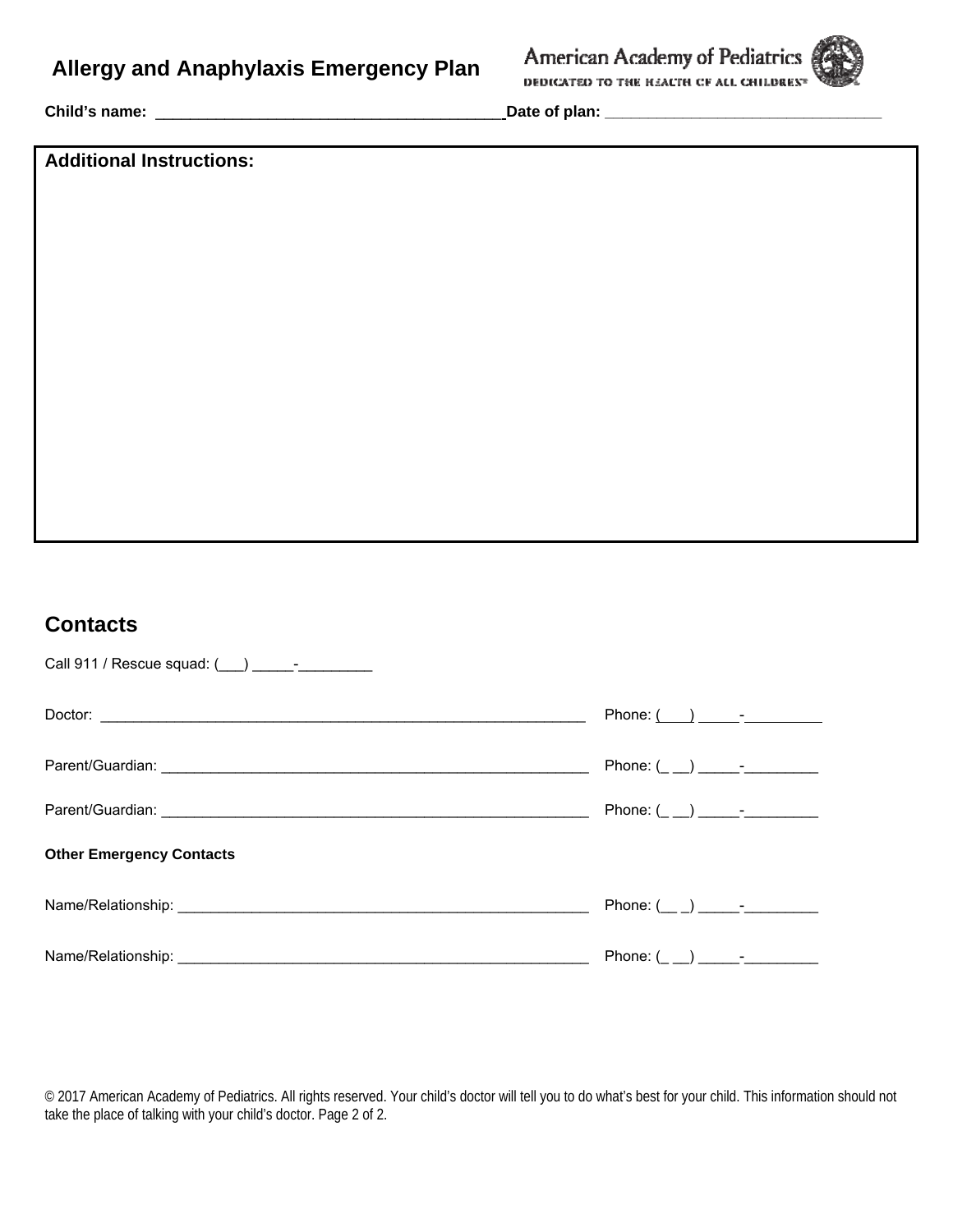## Allergy and Anaphylaxis Emergency Plan

American Academy of Pediatrics
DEDICATED TO THE HEALTH OF ALL CHILDREN®

**Child's name:** ________________________________________ **Date of plan:** ________________________________

**Additional Instructions:**

## Contacts

Call 911 / Rescue squad: (___) _____-_________

Doctor: _____________________________________________________________ Phone: (___) _____-_________

Parent/Guardian: ______________________________________________________ Phone: (_ __) _____-_________

Parent/Guardian: ______________________________________________________ Phone: (_ __) _____-_________

**Other Emergency Contacts**

Name/Relationship: ___________________________________________________ Phone: (__ _) _____-_________

Name/Relationship: ___________________________________________________ Phone: (_ __) _____-_________

© 2017 American Academy of Pediatrics. All rights reserved. Your child's doctor will tell you to do what's best for your child. This information should not take the place of talking with your child's doctor. Page 2 of 2.